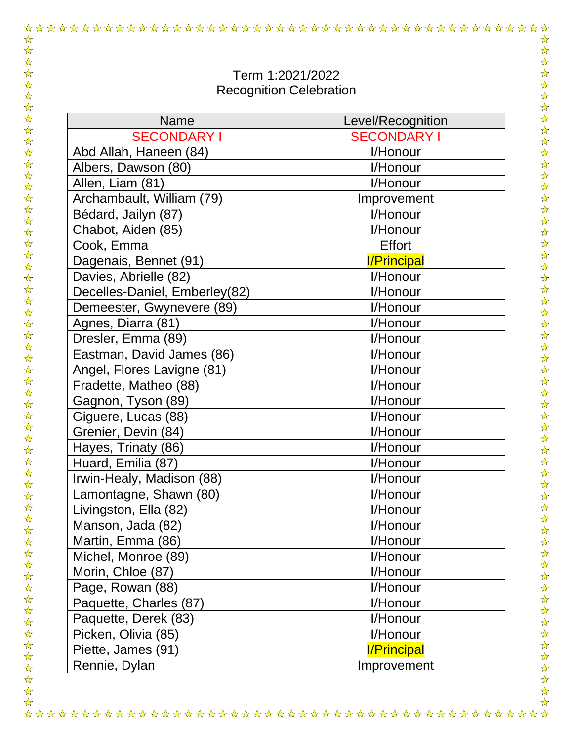Term 1:2021/2022
Recognition Celebration

| Name | Level/Recognition |
|---|---|
| SECONDARY I | SECONDARY I |
| Abd Allah, Haneen (84) | I/Honour |
| Albers, Dawson (80) | I/Honour |
| Allen, Liam (81) | I/Honour |
| Archambault, William (79) | Improvement |
| Bédard, Jailyn (87) | I/Honour |
| Chabot, Aiden (85) | I/Honour |
| Cook, Emma | Effort |
| Dagenais, Bennet (91) | I/Principal |
| Davies, Abrielle (82) | I/Honour |
| Decelles-Daniel, Emberley(82) | I/Honour |
| Demeester, Gwynevere (89) | I/Honour |
| Agnes, Diarra (81) | I/Honour |
| Dresler, Emma (89) | I/Honour |
| Eastman, David James (86) | I/Honour |
| Angel, Flores Lavigne (81) | I/Honour |
| Fradette, Matheo (88) | I/Honour |
| Gagnon, Tyson (89) | I/Honour |
| Giguere, Lucas (88) | I/Honour |
| Grenier, Devin (84) | I/Honour |
| Hayes, Trinaty (86) | I/Honour |
| Huard, Emilia (87) | I/Honour |
| Irwin-Healy, Madison (88) | I/Honour |
| Lamontagne, Shawn (80) | I/Honour |
| Livingston, Ella (82) | I/Honour |
| Manson, Jada (82) | I/Honour |
| Martin, Emma (86) | I/Honour |
| Michel, Monroe (89) | I/Honour |
| Morin, Chloe (87) | I/Honour |
| Page, Rowan (88) | I/Honour |
| Paquette, Charles (87) | I/Honour |
| Paquette, Derek (83) | I/Honour |
| Picken, Olivia (85) | I/Honour |
| Piette, James (91) | I/Principal |
| Rennie, Dylan | Improvement |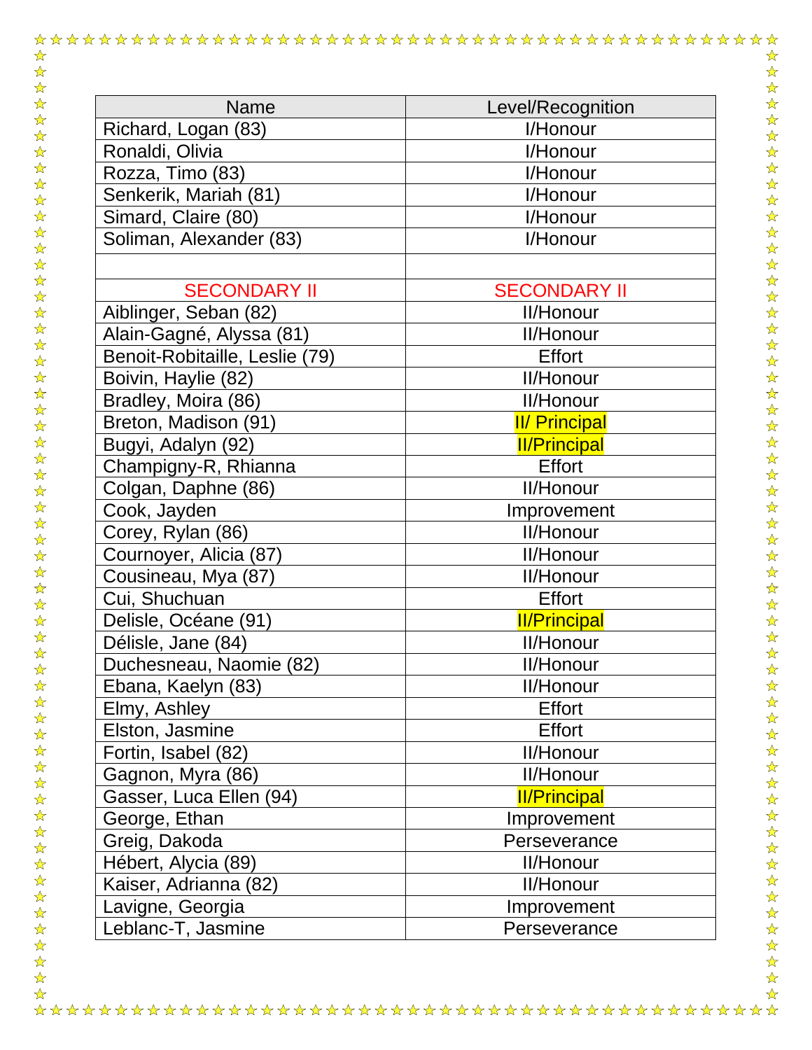| Name | Level/Recognition |
| --- | --- |
| Richard, Logan (83) | I/Honour |
| Ronaldi, Olivia | I/Honour |
| Rozza, Timo (83) | I/Honour |
| Senkerik, Mariah (81) | I/Honour |
| Simard, Claire (80) | I/Honour |
| Soliman, Alexander (83) | I/Honour |
| | |
| SECONDARY II | SECONDARY II |
| Aiblinger, Seban (82) | II/Honour |
| Alain-Gagné, Alyssa (81) | II/Honour |
| Benoit-Robitaille, Leslie (79) | Effort |
| Boivin, Haylie (82) | II/Honour |
| Bradley, Moira (86) | II/Honour |
| Breton, Madison (91) | II/ Principal |
| Bugyi, Adalyn (92) | II/Principal |
| Champigny-R, Rhianna | Effort |
| Colgan, Daphne (86) | II/Honour |
| Cook, Jayden | Improvement |
| Corey, Rylan (86) | II/Honour |
| Cournoyer, Alicia (87) | II/Honour |
| Cousineau, Mya (87) | II/Honour |
| Cui, Shuchuan | Effort |
| Delisle, Océane (91) | II/Principal |
| Délisle, Jane (84) | II/Honour |
| Duchesneau, Naomie (82) | II/Honour |
| Ebana, Kaelyn (83) | II/Honour |
| Elmy, Ashley | Effort |
| Elston, Jasmine | Effort |
| Fortin, Isabel (82) | II/Honour |
| Gagnon, Myra (86) | II/Honour |
| Gasser, Luca Ellen (94) | II/Principal |
| George, Ethan | Improvement |
| Greig, Dakoda | Perseverance |
| Hébert, Alycia (89) | II/Honour |
| Kaiser, Adrianna (82) | II/Honour |
| Lavigne, Georgia | Improvement |
| Leblanc-T, Jasmine | Perseverance |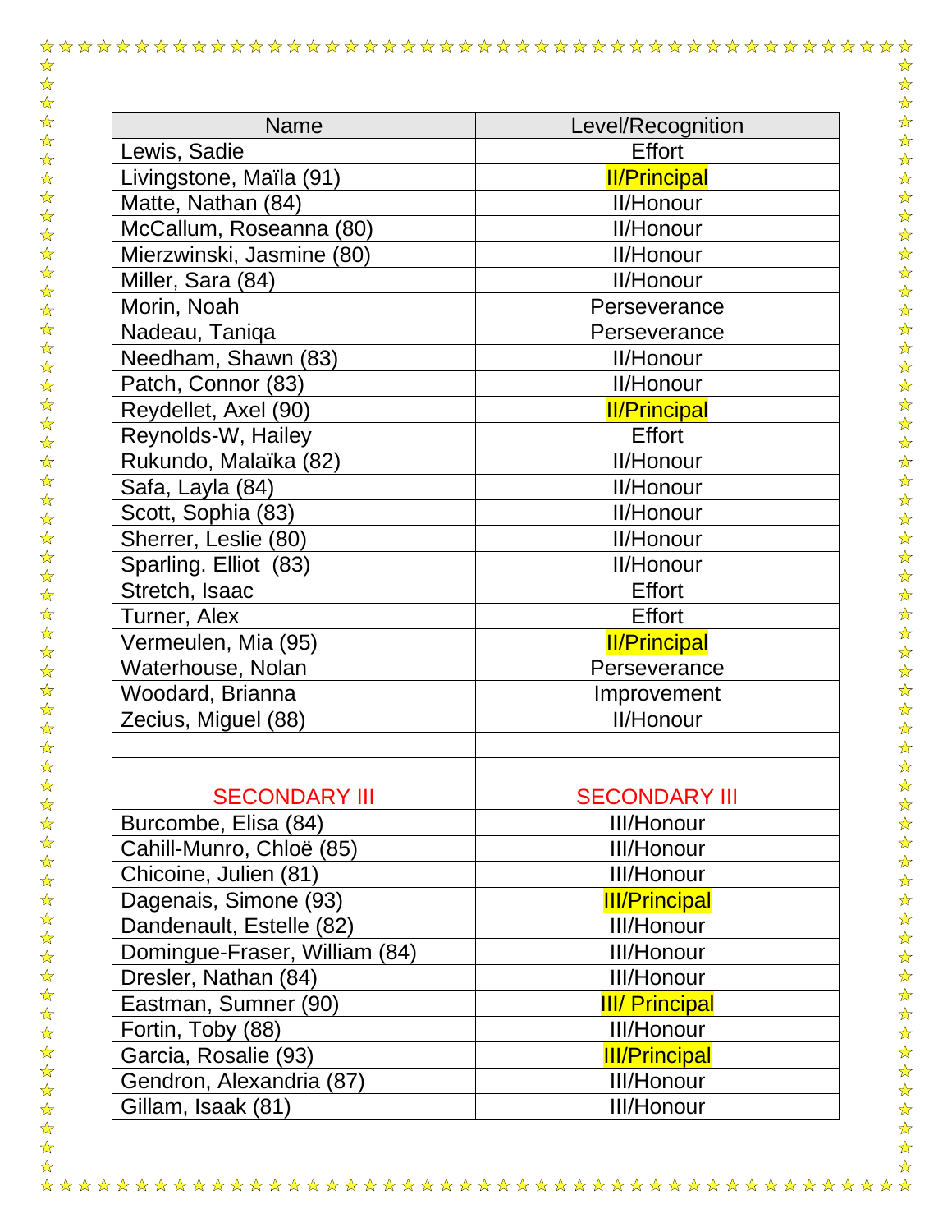| Name | Level/Recognition |
| --- | --- |
| Lewis, Sadie | Effort |
| Livingstone, Maïla (91) | II/Principal |
| Matte, Nathan (84) | II/Honour |
| McCallum, Roseanna (80) | II/Honour |
| Mierzwinski, Jasmine (80) | II/Honour |
| Miller, Sara (84) | II/Honour |
| Morin, Noah | Perseverance |
| Nadeau, Taniqa | Perseverance |
| Needham, Shawn (83) | II/Honour |
| Patch, Connor (83) | II/Honour |
| Reydellet, Axel (90) | II/Principal |
| Reynolds-W, Hailey | Effort |
| Rukundo, Malaïka (82) | II/Honour |
| Safa, Layla (84) | II/Honour |
| Scott, Sophia (83) | II/Honour |
| Sherrer, Leslie (80) | II/Honour |
| Sparling. Elliot (83) | II/Honour |
| Stretch, Isaac | Effort |
| Turner, Alex | Effort |
| Vermeulen, Mia (95) | II/Principal |
| Waterhouse, Nolan | Perseverance |
| Woodard, Brianna | Improvement |
| Zecius, Miguel (88) | II/Honour |
| | |
| | |
| SECONDARY III | SECONDARY III |
| Burcombe, Elisa (84) | III/Honour |
| Cahill-Munro, Chloë (85) | III/Honour |
| Chicoine, Julien (81) | III/Honour |
| Dagenais, Simone (93) | III/Principal |
| Dandenault, Estelle (82) | III/Honour |
| Domingue-Fraser, William (84) | III/Honour |
| Dresler, Nathan (84) | III/Honour |
| Eastman, Sumner (90) | III/ Principal |
| Fortin, Toby (88) | III/Honour |
| Garcia, Rosalie (93) | III/Principal |
| Gendron, Alexandria (87) | III/Honour |
| Gillam, Isaak (81) | III/Honour |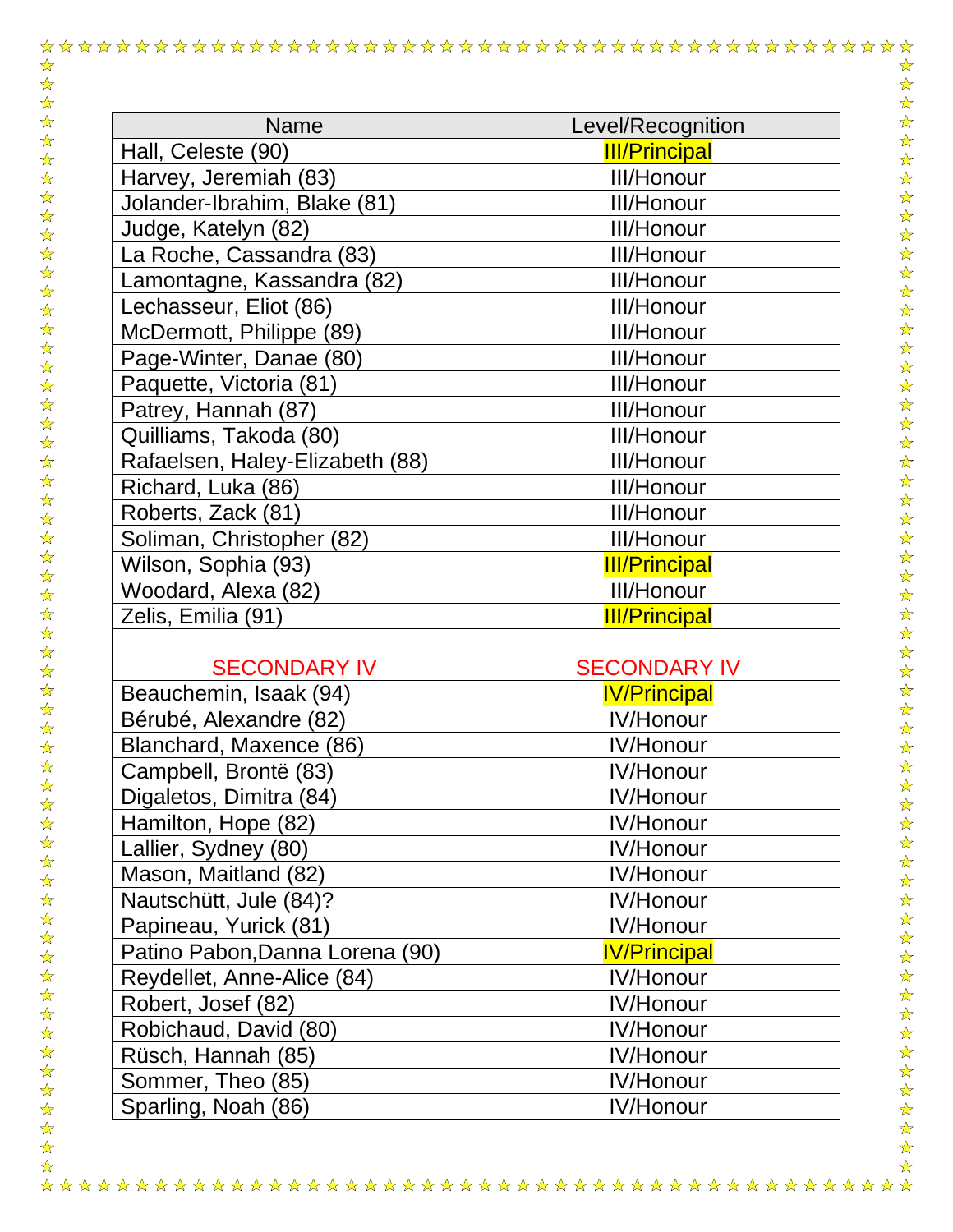| Name | Level/Recognition |
| --- | --- |
| Hall, Celeste (90) | III/Principal |
| Harvey, Jeremiah (83) | III/Honour |
| Jolander-Ibrahim, Blake (81) | III/Honour |
| Judge, Katelyn (82) | III/Honour |
| La Roche, Cassandra (83) | III/Honour |
| Lamontagne, Kassandra (82) | III/Honour |
| Lechasseur, Eliot (86) | III/Honour |
| McDermott, Philippe (89) | III/Honour |
| Page-Winter, Danae (80) | III/Honour |
| Paquette, Victoria (81) | III/Honour |
| Patrey, Hannah (87) | III/Honour |
| Quilliams, Takoda (80) | III/Honour |
| Rafaelsen, Haley-Elizabeth (88) | III/Honour |
| Richard, Luka (86) | III/Honour |
| Roberts, Zack (81) | III/Honour |
| Soliman, Christopher (82) | III/Honour |
| Wilson, Sophia (93) | III/Principal |
| Woodard, Alexa (82) | III/Honour |
| Zelis, Emilia (91) | III/Principal |
| | |
| SECONDARY IV | SECONDARY IV |
| Beauchemin, Isaak (94) | IV/Principal |
| Bérubé, Alexandre (82) | IV/Honour |
| Blanchard, Maxence (86) | IV/Honour |
| Campbell, Brontë (83) | IV/Honour |
| Digaletos, Dimitra (84) | IV/Honour |
| Hamilton, Hope (82) | IV/Honour |
| Lallier, Sydney (80) | IV/Honour |
| Mason, Maitland (82) | IV/Honour |
| Nautschütt, Jule (84)? | IV/Honour |
| Papineau, Yurick (81) | IV/Honour |
| Patino Pabon,Danna Lorena (90) | IV/Principal |
| Reydellet, Anne-Alice (84) | IV/Honour |
| Robert, Josef (82) | IV/Honour |
| Robichaud, David (80) | IV/Honour |
| Rüsch, Hannah (85) | IV/Honour |
| Sommer, Theo (85) | IV/Honour |
| Sparling, Noah (86) | IV/Honour |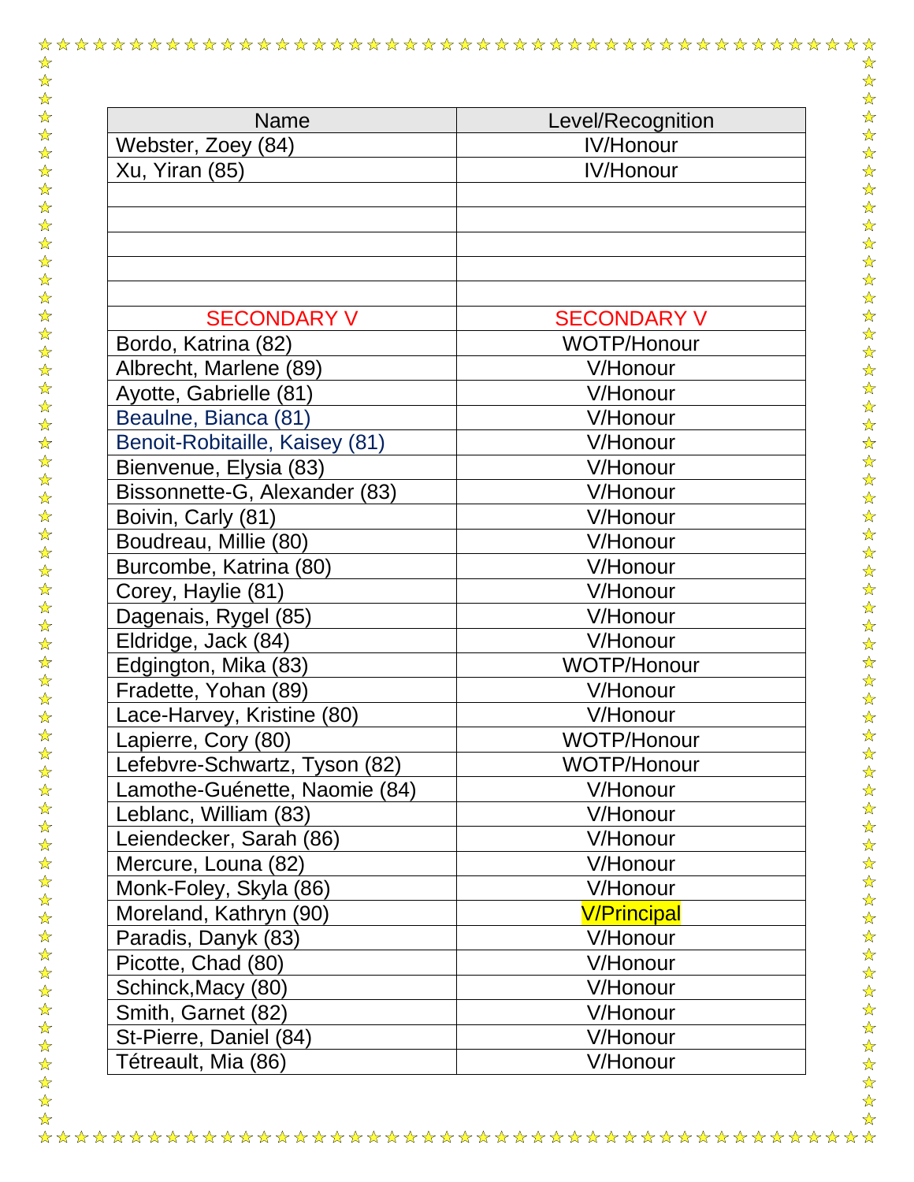| Name | Level/Recognition |
|---|---|
| Webster, Zoey (84) | IV/Honour |
| Xu, Yiran (85) | IV/Honour |
| | |
| | |
| | |
| | |
| | |
| SECONDARY V | SECONDARY V |
| Bordo, Katrina (82) | WOTP/Honour |
| Albrecht, Marlene (89) | V/Honour |
| Ayotte, Gabrielle (81) | V/Honour |
| Beaulne, Bianca (81) | V/Honour |
| Benoit-Robitaille, Kaisey (81) | V/Honour |
| Bienvenue, Elysia (83) | V/Honour |
| Bissonnette-G, Alexander (83) | V/Honour |
| Boivin, Carly (81) | V/Honour |
| Boudreau, Millie (80) | V/Honour |
| Burcombe, Katrina (80) | V/Honour |
| Corey, Haylie (81) | V/Honour |
| Dagenais, Rygel (85) | V/Honour |
| Eldridge, Jack (84) | V/Honour |
| Edgington, Mika (83) | WOTP/Honour |
| Fradette, Yohan (89) | V/Honour |
| Lace-Harvey, Kristine (80) | V/Honour |
| Lapierre, Cory (80) | WOTP/Honour |
| Lefebvre-Schwartz, Tyson (82) | WOTP/Honour |
| Lamothe-Guénette, Naomie (84) | V/Honour |
| Leblanc, William (83) | V/Honour |
| Leiendecker, Sarah (86) | V/Honour |
| Mercure, Louna (82) | V/Honour |
| Monk-Foley, Skyla (86) | V/Honour |
| Moreland, Kathryn (90) | V/Principal |
| Paradis, Danyk (83) | V/Honour |
| Picotte, Chad (80) | V/Honour |
| Schinck,Macy (80) | V/Honour |
| Smith, Garnet (82) | V/Honour |
| St-Pierre, Daniel (84) | V/Honour |
| Tétreault, Mia (86) | V/Honour |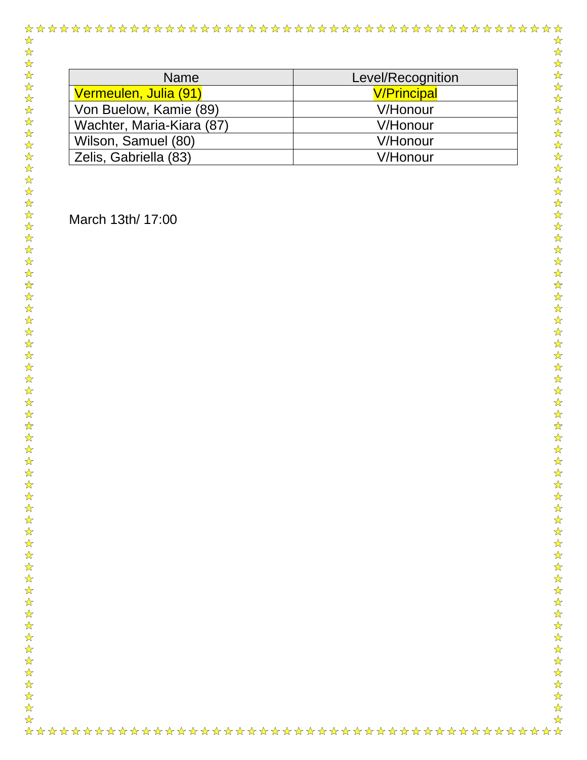| Name | Level/Recognition |
|---|---|
| Vermeulen, Julia (91) | V/Principal |
| Von Buelow, Kamie (89) | V/Honour |
| Wachter, Maria-Kiara (87) | V/Honour |
| Wilson, Samuel (80) | V/Honour |
| Zelis, Gabriella (83) | V/Honour |

March 13th/ 17:00